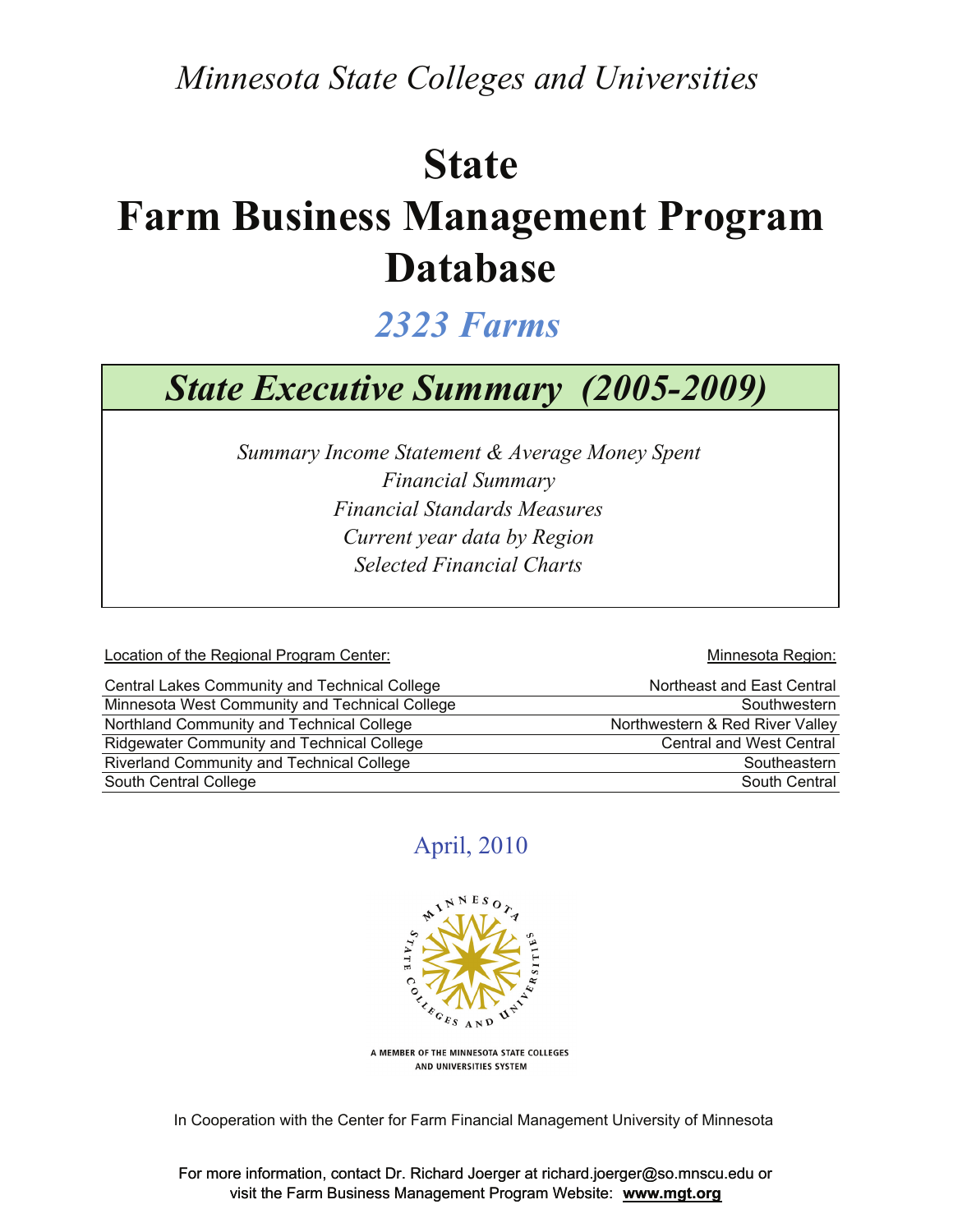*Minnesota State Colleges and Universities*

# State Farm Business Management Program Database

## *2323 Farms*

## *State Executive Summary (2005-2009)*

*Summary Income Statement & Average Money Spent*
*Financial Summary*
*Financial Standards Measures*
*Current year data by Region*
*Selected Financial Charts*

| Location of the Regional Program Center: | Minnesota Region: |
|---|---|
| Central Lakes Community and Technical College | Northeast and East Central |
| Minnesota West Community and Technical College | Southwestern |
| Northland Community and Technical College | Northwestern & Red River Valley |
| Ridgewater Community and Technical College | Central and West Central |
| Riverland Community and Technical College | Southeastern |
| South Central College | South Central |

April, 2010

A MEMBER OF THE MINNESOTA STATE COLLEGES AND UNIVERSITIES SYSTEM

In Cooperation with the Center for Farm Financial Management University of Minnesota

For more information, contact Dr. Richard Joerger at richard.joerger@so.mnscu.edu or visit the Farm Business Management Program Website: **www.mgt.org**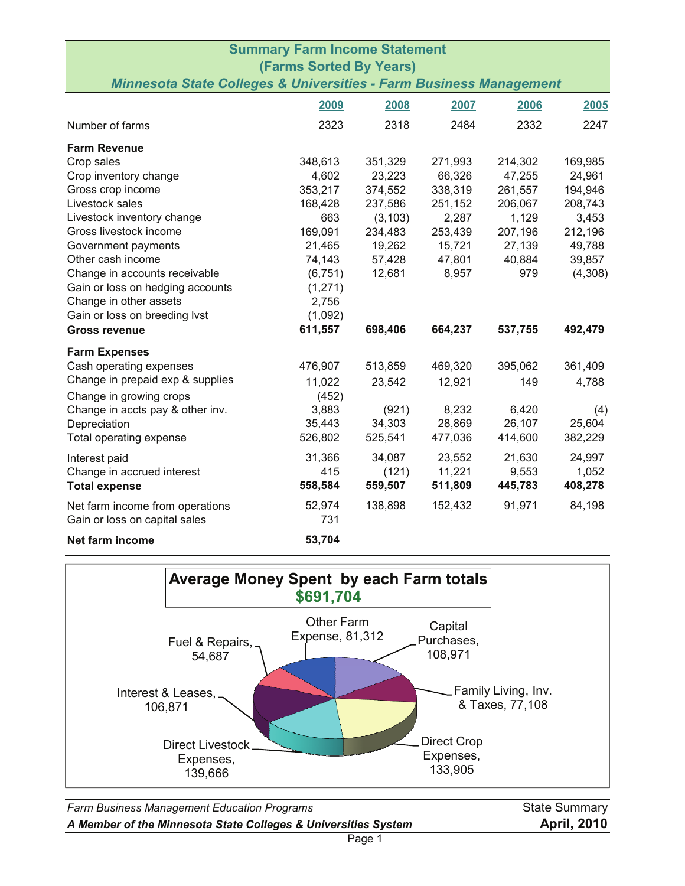## Summary Farm Income Statement
## (Farms Sorted By Years)
### *Minnesota State Colleges & Universities - Farm Business Management*

| | 2009 | 2008 | 2007 | 2006 | 2005 |
|---|---|---|---|---|---|
| Number of farms | 2323 | 2318 | 2484 | 2332 | 2247 |
| **Farm Revenue** | | | | | |
| Crop sales | 348,613 | 351,329 | 271,993 | 214,302 | 169,985 |
| Crop inventory change | 4,602 | 23,223 | 66,326 | 47,255 | 24,961 |
| Gross crop income | 353,217 | 374,552 | 338,319 | 261,557 | 194,946 |
| Livestock sales | 168,428 | 237,586 | 251,152 | 206,067 | 208,743 |
| Livestock inventory change | 663 | (3,103) | 2,287 | 1,129 | 3,453 |
| Gross livestock income | 169,091 | 234,483 | 253,439 | 207,196 | 212,196 |
| Government payments | 21,465 | 19,262 | 15,721 | 27,139 | 49,788 |
| Other cash income | 74,143 | 57,428 | 47,801 | 40,884 | 39,857 |
| Change in accounts receivable | (6,751) | 12,681 | 8,957 | 979 | (4,308) |
| Gain or loss on hedging accounts | (1,271) | | | | |
| Change in other assets | 2,756 | | | | |
| Gain or loss on breeding lvst | (1,092) | | | | |
| **Gross revenue** | **611,557** | **698,406** | **664,237** | **537,755** | **492,479** |
| **Farm Expenses** | | | | | |
| Cash operating expenses | 476,907 | 513,859 | 469,320 | 395,062 | 361,409 |
| Change in prepaid exp & supplies | 11,022 | 23,542 | 12,921 | 149 | 4,788 |
| Change in growing crops | (452) | | | | |
| Change in accts pay & other inv. | 3,883 | (921) | 8,232 | 6,420 | (4) |
| Depreciation | 35,443 | 34,303 | 28,869 | 26,107 | 25,604 |
| Total operating expense | 526,802 | 525,541 | 477,036 | 414,600 | 382,229 |
| Interest paid | 31,366 | 34,087 | 23,552 | 21,630 | 24,997 |
| Change in accrued interest | 415 | (121) | 11,221 | 9,553 | 1,052 |
| **Total expense** | **558,584** | **559,507** | **511,809** | **445,783** | **408,278** |
| Net farm income from operations | 52,974 | 138,898 | 152,432 | 91,971 | 84,198 |
| Gain or loss on capital sales | 731 | | | | |
| **Net farm income** | **53,704** | | | | |

## Average Money Spent by each Farm totals $691,704

| Category | Amount |
|---|---|
| Other Farm Expense | 81,312 |
| Capital Purchases | 108,971 |
| Family Living, Inv. & Taxes | 77,108 |
| Direct Crop Expenses | 133,905 |
| Direct Livestock Expenses | 139,666 |
| Interest & Leases | 106,871 |
| Fuel & Repairs | 54,687 |

*Farm Business Management Education Programs* — State Summary

***A Member of the Minnesota State Colleges & Universities System*** — **April, 2010**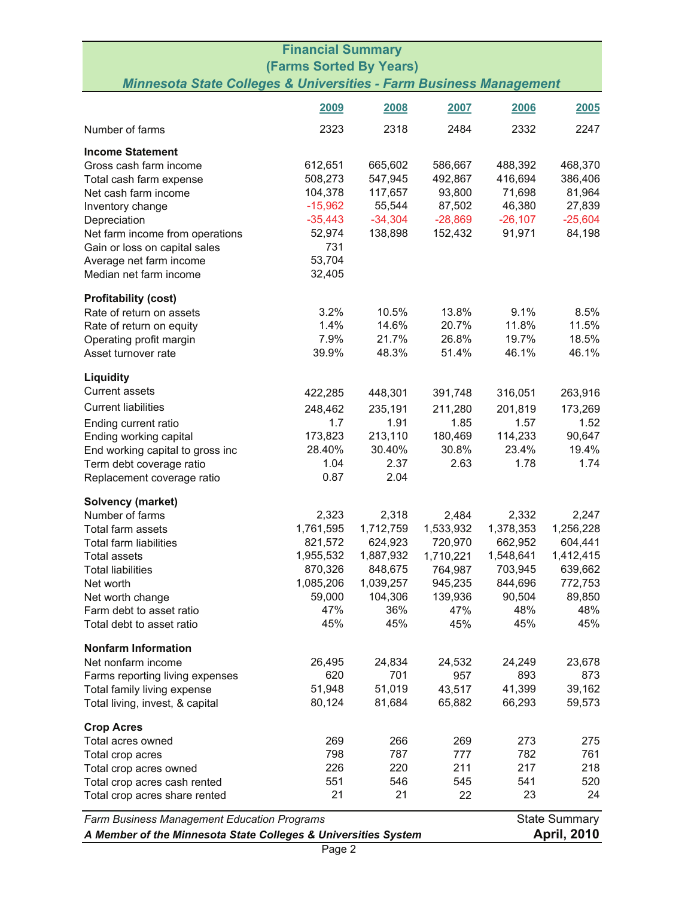# Financial Summary

## (Farms Sorted By Years)

### *Minnesota State Colleges & Universities - Farm Business Management*

| | 2009 | 2008 | 2007 | 2006 | 2005 |
|---|---|---|---|---|---|
| Number of farms | 2323 | 2318 | 2484 | 2332 | 2247 |
| **Income Statement** | | | | | |
| Gross cash farm income | 612,651 | 665,602 | 586,667 | 488,392 | 468,370 |
| Total cash farm expense | 508,273 | 547,945 | 492,867 | 416,694 | 386,406 |
| Net cash farm income | 104,378 | 117,657 | 93,800 | 71,698 | 81,964 |
| Inventory change | -15,962 | 55,544 | 87,502 | 46,380 | 27,839 |
| Depreciation | -35,443 | -34,304 | -28,869 | -26,107 | -25,604 |
| Net farm income from operations | 52,974 | 138,898 | 152,432 | 91,971 | 84,198 |
| Gain or loss on capital sales | 731 | | | | |
| Average net farm income | 53,704 | | | | |
| Median net farm income | 32,405 | | | | |
| **Profitability (cost)** | | | | | |
| Rate of return on assets | 3.2% | 10.5% | 13.8% | 9.1% | 8.5% |
| Rate of return on equity | 1.4% | 14.6% | 20.7% | 11.8% | 11.5% |
| Operating profit margin | 7.9% | 21.7% | 26.8% | 19.7% | 18.5% |
| Asset turnover rate | 39.9% | 48.3% | 51.4% | 46.1% | 46.1% |
| **Liquidity** | | | | | |
| Current assets | 422,285 | 448,301 | 391,748 | 316,051 | 263,916 |
| Current liabilities | 248,462 | 235,191 | 211,280 | 201,819 | 173,269 |
| Ending current ratio | 1.7 | 1.91 | 1.85 | 1.57 | 1.52 |
| Ending working capital | 173,823 | 213,110 | 180,469 | 114,233 | 90,647 |
| End working capital to gross inc | 28.40% | 30.40% | 30.8% | 23.4% | 19.4% |
| Term debt coverage ratio | 1.04 | 2.37 | 2.63 | 1.78 | 1.74 |
| Replacement coverage ratio | 0.87 | 2.04 | | | |
| **Solvency (market)** | | | | | |
| Number of farms | 2,323 | 2,318 | 2,484 | 2,332 | 2,247 |
| Total farm assets | 1,761,595 | 1,712,759 | 1,533,932 | 1,378,353 | 1,256,228 |
| Total farm liabilities | 821,572 | 624,923 | 720,970 | 662,952 | 604,441 |
| Total assets | 1,955,532 | 1,887,932 | 1,710,221 | 1,548,641 | 1,412,415 |
| Total liabilities | 870,326 | 848,675 | 764,987 | 703,945 | 639,662 |
| Net worth | 1,085,206 | 1,039,257 | 945,235 | 844,696 | 772,753 |
| Net worth change | 59,000 | 104,306 | 139,936 | 90,504 | 89,850 |
| Farm debt to asset ratio | 47% | 36% | 47% | 48% | 48% |
| Total debt to asset ratio | 45% | 45% | 45% | 45% | 45% |
| **Nonfarm Information** | | | | | |
| Net nonfarm income | 26,495 | 24,834 | 24,532 | 24,249 | 23,678 |
| Farms reporting living expenses | 620 | 701 | 957 | 893 | 873 |
| Total family living expense | 51,948 | 51,019 | 43,517 | 41,399 | 39,162 |
| Total living, invest, & capital | 80,124 | 81,684 | 65,882 | 66,293 | 59,573 |
| **Crop Acres** | | | | | |
| Total acres owned | 269 | 266 | 269 | 273 | 275 |
| Total crop acres | 798 | 787 | 777 | 782 | 761 |
| Total crop acres owned | 226 | 220 | 211 | 217 | 218 |
| Total crop acres cash rented | 551 | 546 | 545 | 541 | 520 |
| Total crop acres share rented | 21 | 21 | 22 | 23 | 24 |

*Farm Business Management Education Programs* — State Summary

***A Member of the Minnesota State Colleges & Universities System*** — **April, 2010**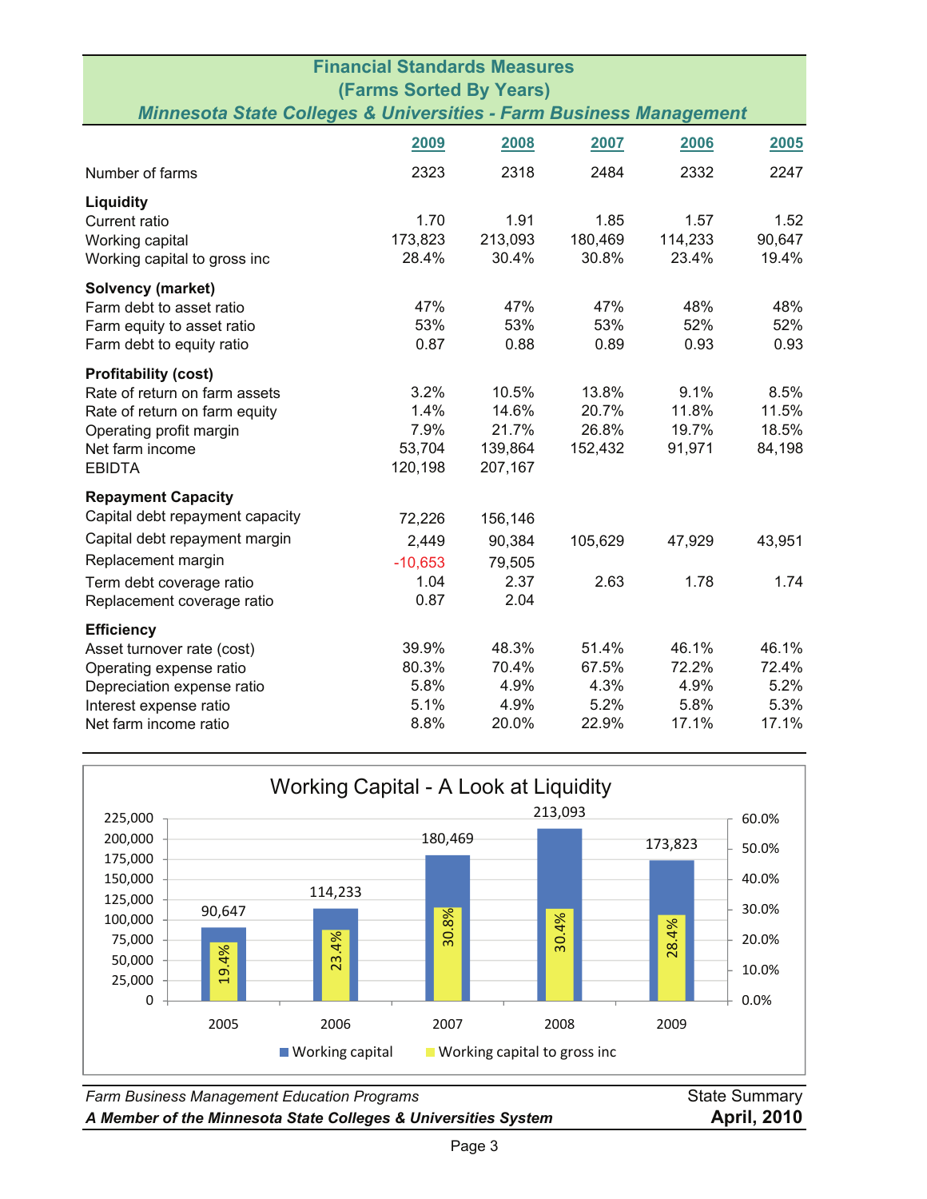## Financial Standards Measures
## (Farms Sorted By Years)
### *Minnesota State Colleges & Universities - Farm Business Management*

| | 2009 | 2008 | 2007 | 2006 | 2005 |
|---|---|---|---|---|---|
| Number of farms | 2323 | 2318 | 2484 | 2332 | 2247 |
| **Liquidity** | | | | | |
| Current ratio | 1.70 | 1.91 | 1.85 | 1.57 | 1.52 |
| Working capital | 173,823 | 213,093 | 180,469 | 114,233 | 90,647 |
| Working capital to gross inc | 28.4% | 30.4% | 30.8% | 23.4% | 19.4% |
| **Solvency (market)** | | | | | |
| Farm debt to asset ratio | 47% | 47% | 47% | 48% | 48% |
| Farm equity to asset ratio | 53% | 53% | 53% | 52% | 52% |
| Farm debt to equity ratio | 0.87 | 0.88 | 0.89 | 0.93 | 0.93 |
| **Profitability (cost)** | | | | | |
| Rate of return on farm assets | 3.2% | 10.5% | 13.8% | 9.1% | 8.5% |
| Rate of return on farm equity | 1.4% | 14.6% | 20.7% | 11.8% | 11.5% |
| Operating profit margin | 7.9% | 21.7% | 26.8% | 19.7% | 18.5% |
| Net farm income | 53,704 | 139,864 | 152,432 | 91,971 | 84,198 |
| EBIDTA | 120,198 | 207,167 | | | |
| **Repayment Capacity** | | | | | |
| Capital debt repayment capacity | 72,226 | 156,146 | | | |
| Capital debt repayment margin | 2,449 | 90,384 | 105,629 | 47,929 | 43,951 |
| Replacement margin | -10,653 | 79,505 | | | |
| Term debt coverage ratio | 1.04 | 2.37 | 2.63 | 1.78 | 1.74 |
| Replacement coverage ratio | 0.87 | 2.04 | | | |
| **Efficiency** | | | | | |
| Asset turnover rate (cost) | 39.9% | 48.3% | 51.4% | 46.1% | 46.1% |
| Operating expense ratio | 80.3% | 70.4% | 67.5% | 72.2% | 72.4% |
| Depreciation expense ratio | 5.8% | 4.9% | 4.3% | 4.9% | 5.2% |
| Interest expense ratio | 5.1% | 4.9% | 5.2% | 5.8% | 5.3% |
| Net farm income ratio | 8.8% | 20.0% | 22.9% | 17.1% | 17.1% |

### Working Capital - A Look at Liquidity

| Year | Working capital | Working capital to gross inc |
|---|---|---|
| 2005 | 90,647 | 19.4% |
| 2006 | 114,233 | 23.4% |
| 2007 | 180,469 | 30.8% |
| 2008 | 213,093 | 30.4% |
| 2009 | 173,823 | 28.4% |

*Farm Business Management Education Programs* — State Summary

***A Member of the Minnesota State Colleges & Universities System*** — **April, 2010**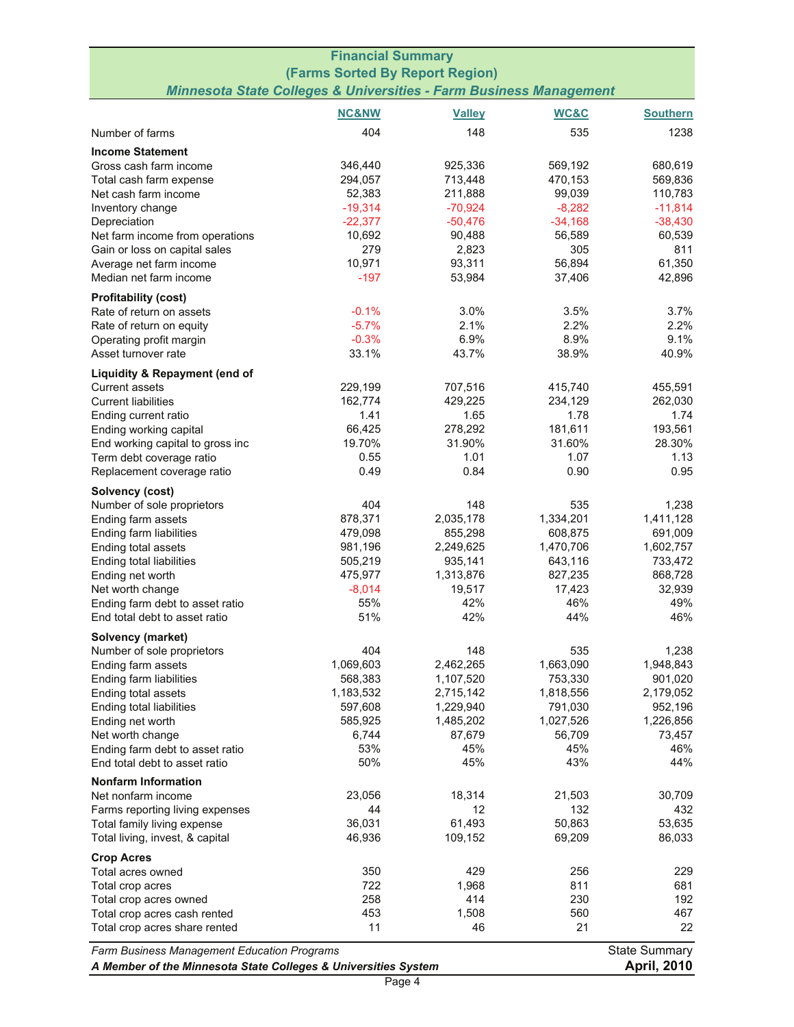# Financial Summary
## (Farms Sorted By Report Region)
### *Minnesota State Colleges & Universities - Farm Business Management*

| | NC&NW | Valley | WC&C | Southern |
|---|---|---|---|---|
| Number of farms | 404 | 148 | 535 | 1238 |
| **Income Statement** | | | | |
| Gross cash farm income | 346,440 | 925,336 | 569,192 | 680,619 |
| Total cash farm expense | 294,057 | 713,448 | 470,153 | 569,836 |
| Net cash farm income | 52,383 | 211,888 | 99,039 | 110,783 |
| Inventory change | -19,314 | -70,924 | -8,282 | -11,814 |
| Depreciation | -22,377 | -50,476 | -34,168 | -38,430 |
| Net farm income from operations | 10,692 | 90,488 | 56,589 | 60,539 |
| Gain or loss on capital sales | 279 | 2,823 | 305 | 811 |
| Average net farm income | 10,971 | 93,311 | 56,894 | 61,350 |
| Median net farm income | -197 | 53,984 | 37,406 | 42,896 |
| **Profitability (cost)** | | | | |
| Rate of return on assets | -0.1% | 3.0% | 3.5% | 3.7% |
| Rate of return on equity | -5.7% | 2.1% | 2.2% | 2.2% |
| Operating profit margin | -0.3% | 6.9% | 8.9% | 9.1% |
| Asset turnover rate | 33.1% | 43.7% | 38.9% | 40.9% |
| **Liquidity & Repayment (end of** | | | | |
| Current assets | 229,199 | 707,516 | 415,740 | 455,591 |
| Current liabilities | 162,774 | 429,225 | 234,129 | 262,030 |
| Ending current ratio | 1.41 | 1.65 | 1.78 | 1.74 |
| Ending working capital | 66,425 | 278,292 | 181,611 | 193,561 |
| End working capital to gross inc | 19.70% | 31.90% | 31.60% | 28.30% |
| Term debt coverage ratio | 0.55 | 1.01 | 1.07 | 1.13 |
| Replacement coverage ratio | 0.49 | 0.84 | 0.90 | 0.95 |
| **Solvency (cost)** | | | | |
| Number of sole proprietors | 404 | 148 | 535 | 1,238 |
| Ending farm assets | 878,371 | 2,035,178 | 1,334,201 | 1,411,128 |
| Ending farm liabilities | 479,098 | 855,298 | 608,875 | 691,009 |
| Ending total assets | 981,196 | 2,249,625 | 1,470,706 | 1,602,757 |
| Ending total liabilities | 505,219 | 935,141 | 643,116 | 733,472 |
| Ending net worth | 475,977 | 1,313,876 | 827,235 | 868,728 |
| Net worth change | -8,014 | 19,517 | 17,423 | 32,939 |
| Ending farm debt to asset ratio | 55% | 42% | 46% | 49% |
| End total debt to asset ratio | 51% | 42% | 44% | 46% |
| **Solvency (market)** | | | | |
| Number of sole proprietors | 404 | 148 | 535 | 1,238 |
| Ending farm assets | 1,069,603 | 2,462,265 | 1,663,090 | 1,948,843 |
| Ending farm liabilities | 568,383 | 1,107,520 | 753,330 | 901,020 |
| Ending total assets | 1,183,532 | 2,715,142 | 1,818,556 | 2,179,052 |
| Ending total liabilities | 597,608 | 1,229,940 | 791,030 | 952,196 |
| Ending net worth | 585,925 | 1,485,202 | 1,027,526 | 1,226,856 |
| Net worth change | 6,744 | 87,679 | 56,709 | 73,457 |
| Ending farm debt to asset ratio | 53% | 45% | 45% | 46% |
| End total debt to asset ratio | 50% | 45% | 43% | 44% |
| **Nonfarm Information** | | | | |
| Net nonfarm income | 23,056 | 18,314 | 21,503 | 30,709 |
| Farms reporting living expenses | 44 | 12 | 132 | 432 |
| Total family living expense | 36,031 | 61,493 | 50,863 | 53,635 |
| Total living, invest, & capital | 46,936 | 109,152 | 69,209 | 86,033 |
| **Crop Acres** | | | | |
| Total acres owned | 350 | 429 | 256 | 229 |
| Total crop acres | 722 | 1,968 | 811 | 681 |
| Total crop acres owned | 258 | 414 | 230 | 192 |
| Total crop acres cash rented | 453 | 1,508 | 560 | 467 |
| Total crop acres share rented | 11 | 46 | 21 | 22 |

*Farm Business Management Education Programs* — State Summary

***A Member of the Minnesota State Colleges & Universities System*** — **April, 2010**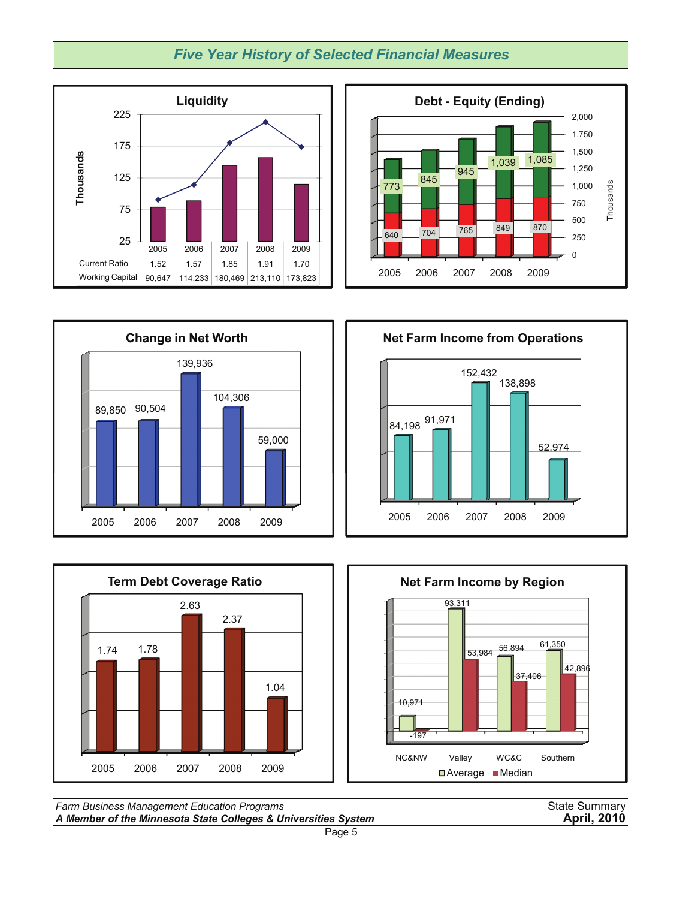## Five Year History of Selected Financial Measures

### Liquidity

Thousands

225
175
125
75
25

| | 2005 | 2006 | 2007 | 2008 | 2009 |
|---|---|---|---|---|---|
| Current Ratio | 1.52 | 1.57 | 1.85 | 1.91 | 1.70 |
| Working Capital | 90,647 | 114,233 | 180,469 | 213,110 | 173,823 |

### Debt - Equity (Ending)

2,000
1,750
1,500
1,250
1,000
750
500
250
0

Thousands

773, 845, 945, 1,039, 1,085

640, 704, 765, 849, 870

2005, 2006, 2007, 2008, 2009

### Change in Net Worth

89,850, 90,504, 139,936, 104,306, 59,000

2005, 2006, 2007, 2008, 2009

### Net Farm Income from Operations

84,198, 91,971, 152,432, 138,898, 52,974

2005, 2006, 2007, 2008, 2009

### Term Debt Coverage Ratio

1.74, 1.78, 2.63, 2.37, 1.04

2005, 2006, 2007, 2008, 2009

### Net Farm Income by Region

10,971, -197, 93,311, 53,984, 56,894, 37,406, 61,350, 42,896

NC&NW, Valley, WC&C, Southern

Average, Median